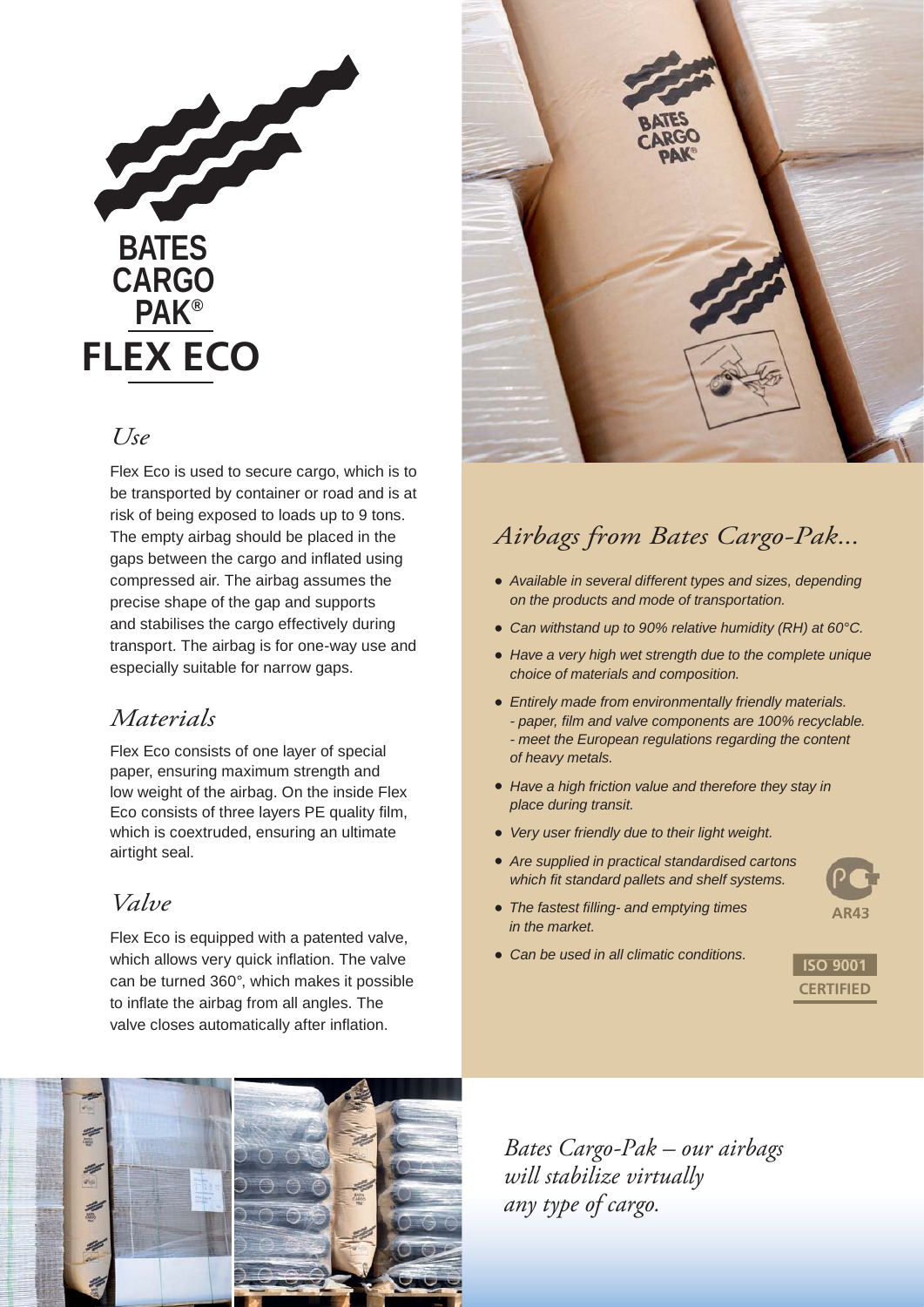# BATES CARGO PAK®

# FLEX ECO

## *Use*

Flex Eco is used to secure cargo, which is to be transported by container or road and is at risk of being exposed to loads up to 9 tons. The empty airbag should be placed in the gaps between the cargo and inflated using compressed air. The airbag assumes the precise shape of the gap and supports and stabilises the cargo effectively during transport. The airbag is for one-way use and especially suitable for narrow gaps.

## *Materials*

Flex Eco consists of one layer of special paper, ensuring maximum strength and low weight of the airbag. On the inside Flex Eco consists of three layers PE quality film, which is coextruded, ensuring an ultimate airtight seal.

## *Valve*

Flex Eco is equipped with a patented valve, which allows very quick inflation. The valve can be turned 360°, which makes it possible to inflate the airbag from all angles. The valve closes automatically after inflation.

## *Airbags from Bates Cargo-Pak...*

- *Available in several different types and sizes, depending on the products and mode of transportation.*
- *Can withstand up to 90% relative humidity (RH) at 60°C.*
- *Have a very high wet strength due to the complete unique choice of materials and composition.*
- *Entirely made from environmentally friendly materials.*
  *- paper, film and valve components are 100% recyclable.*
  *- meet the European regulations regarding the content of heavy metals.*
- *Have a high friction value and therefore they stay in place during transit.*
- *Very user friendly due to their light weight.*
- *Are supplied in practical standardised cartons which fit standard pallets and shelf systems.*
- *The fastest filling- and emptying times in the market.*
- *Can be used in all climatic conditions.*

AR43

ISO 9001 CERTIFIED

*Bates Cargo-Pak – our airbags will stabilize virtually any type of cargo.*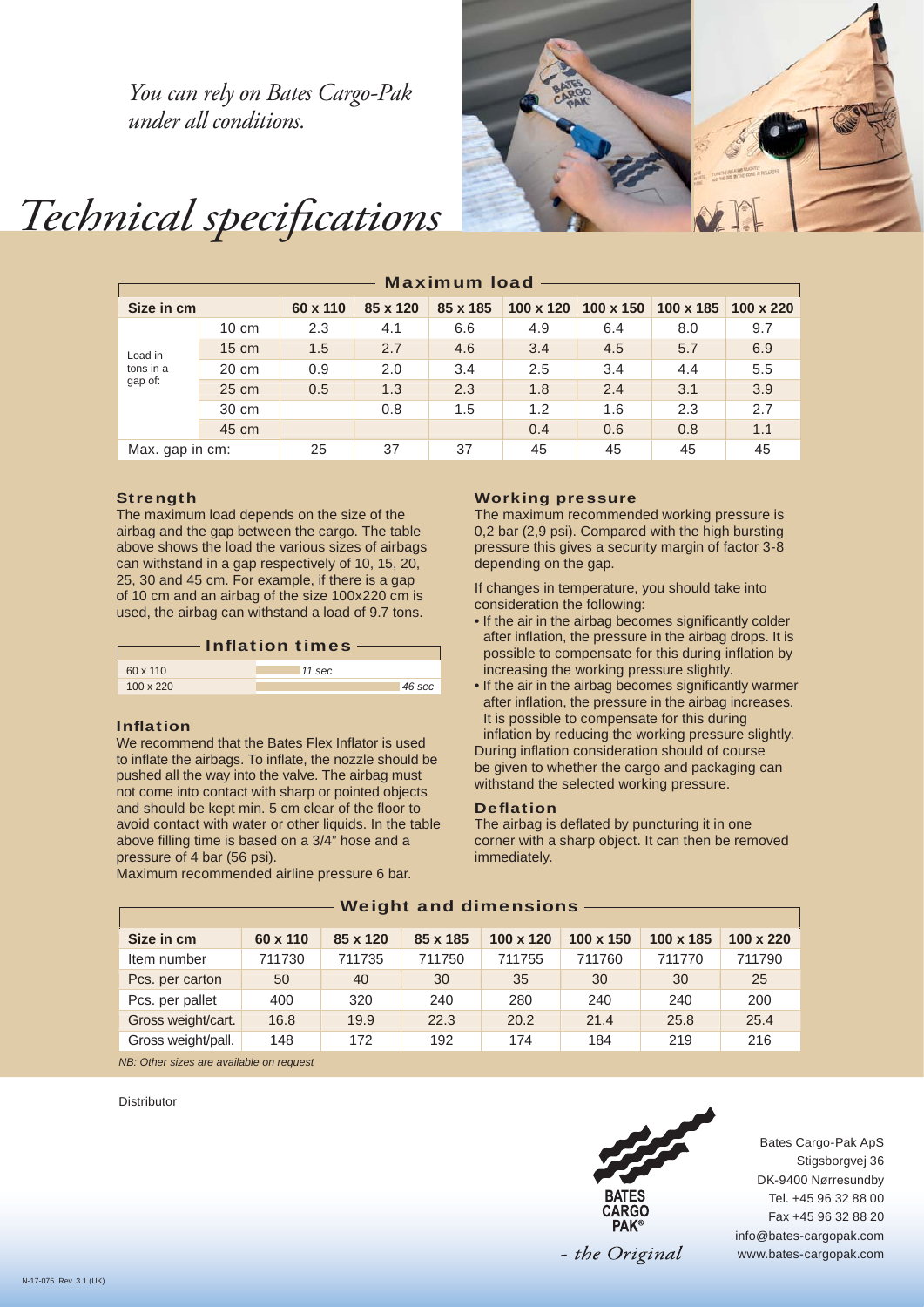*You can rely on Bates Cargo-Pak under all conditions.*

# Technical specifications

**Maximum load**

| Size in cm | | 60 x 110 | 85 x 120 | 85 x 185 | 100 x 120 | 100 x 150 | 100 x 185 | 100 x 220 |
|---|---|---|---|---|---|---|---|---|
| Load in tons in a gap of: | 10 cm | 2.3 | 4.1 | 6.6 | 4.9 | 6.4 | 8.0 | 9.7 |
| | 15 cm | 1.5 | 2.7 | 4.6 | 3.4 | 4.5 | 5.7 | 6.9 |
| | 20 cm | 0.9 | 2.0 | 3.4 | 2.5 | 3.4 | 4.4 | 5.5 |
| | 25 cm | 0.5 | 1.3 | 2.3 | 1.8 | 2.4 | 3.1 | 3.9 |
| | 30 cm | | 0.8 | 1.5 | 1.2 | 1.6 | 2.3 | 2.7 |
| | 45 cm | | | | 0.4 | 0.6 | 0.8 | 1.1 |
| Max. gap in cm: | | 25 | 37 | 37 | 45 | 45 | 45 | 45 |

### Strength

The maximum load depends on the size of the airbag and the gap between the cargo. The table above shows the load the various sizes of airbags can withstand in a gap respectively of 10, 15, 20, 25, 30 and 45 cm. For example, if there is a gap of 10 cm and an airbag of the size 100x220 cm is used, the airbag can withstand a load of 9.7 tons.

**Inflation times**

| | |
|---|---|
| 60 x 110 | 11 sec |
| 100 x 220 | 46 sec |

### Inflation

We recommend that the Bates Flex Inflator is used to inflate the airbags. To inflate, the nozzle should be pushed all the way into the valve. The airbag must not come into contact with sharp or pointed objects and should be kept min. 5 cm clear of the floor to avoid contact with water or other liquids. In the table above filling time is based on a 3/4" hose and a pressure of 4 bar (56 psi).
Maximum recommended airline pressure 6 bar.

### Working pressure

The maximum recommended working pressure is 0,2 bar (2,9 psi). Compared with the high bursting pressure this gives a security margin of factor 3-8 depending on the gap.

If changes in temperature, you should take into consideration the following:

- If the air in the airbag becomes significantly colder after inflation, the pressure in the airbag drops. It is possible to compensate for this during inflation by increasing the working pressure slightly.
- If the air in the airbag becomes significantly warmer after inflation, the pressure in the airbag increases. It is possible to compensate for this during inflation by reducing the working pressure slightly.

During inflation consideration should of course be given to whether the cargo and packaging can withstand the selected working pressure.

### Deflation

The airbag is deflated by puncturing it in one corner with a sharp object. It can then be removed immediately.

**Weight and dimensions**

| Size in cm | 60 x 110 | 85 x 120 | 85 x 185 | 100 x 120 | 100 x 150 | 100 x 185 | 100 x 220 |
|---|---|---|---|---|---|---|---|
| Item number | 711730 | 711735 | 711750 | 711755 | 711760 | 711770 | 711790 |
| Pcs. per carton | 50 | 40 | 30 | 35 | 30 | 30 | 25 |
| Pcs. per pallet | 400 | 320 | 240 | 280 | 240 | 240 | 200 |
| Gross weight/cart. | 16.8 | 19.9 | 22.3 | 20.2 | 21.4 | 25.8 | 25.4 |
| Gross weight/pall. | 148 | 172 | 192 | 174 | 184 | 219 | 216 |

*NB: Other sizes are available on request*

Distributor

BATES CARGO PAK®
*- the Original*

Bates Cargo-Pak ApS
Stigsborgvej 36
DK-9400 Nørresundby
Tel. +45 96 32 88 00
Fax +45 96 32 88 20
info@bates-cargopak.com
www.bates-cargopak.com

N-17-075. Rev. 3.1 (UK)